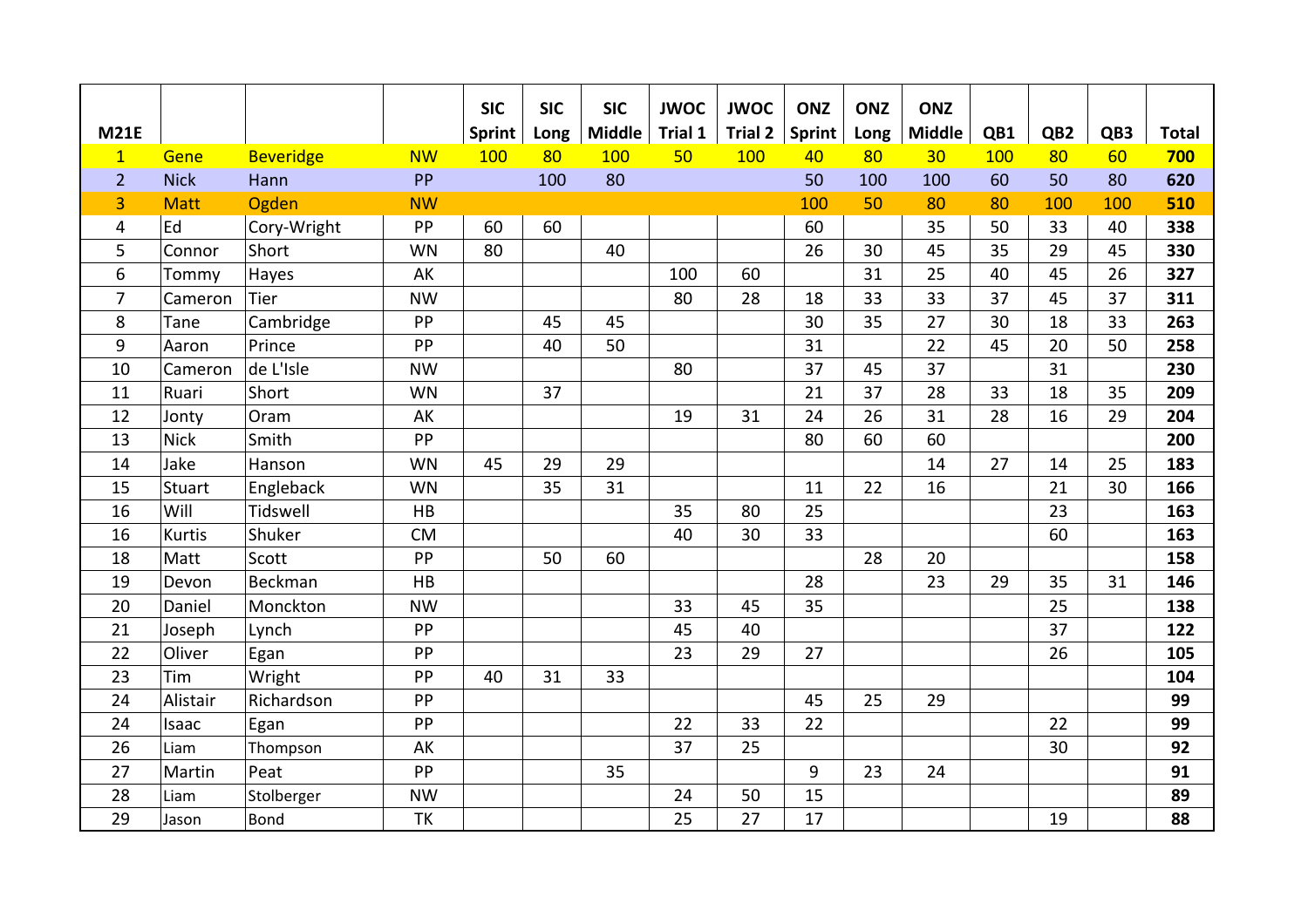| M21E | | | | SIC Sprint | SIC Long | SIC Middle | JWOC Trial 1 | JWOC Trial 2 | ONZ Sprint | ONZ Long | ONZ Middle | QB1 | QB2 | QB3 | Total |
|---|---|---|---|---|---|---|---|---|---|---|---|---|---|---|---|
| 1 | Gene | Beveridge | NW | 100 | 80 | 100 | 50 | 100 | 40 | 80 | 30 | 100 | 80 | 60 | **700** |
| 2 | Nick | Hann | PP | | 100 | 80 | | | 50 | 100 | 100 | 60 | 50 | 80 | **620** |
| 3 | Matt | Ogden | NW | | | | | | 100 | 50 | 80 | 80 | 100 | 100 | **510** |
| 4 | Ed | Cory-Wright | PP | 60 | 60 | | | | 60 | | 35 | 50 | 33 | 40 | **338** |
| 5 | Connor | Short | WN | 80 | | 40 | | | 26 | 30 | 45 | 35 | 29 | 45 | **330** |
| 6 | Tommy | Hayes | AK | | | | 100 | 60 | | 31 | 25 | 40 | 45 | 26 | **327** |
| 7 | Cameron | Tier | NW | | | | 80 | 28 | 18 | 33 | 33 | 37 | 45 | 37 | **311** |
| 8 | Tane | Cambridge | PP | | 45 | 45 | | | 30 | 35 | 27 | 30 | 18 | 33 | **263** |
| 9 | Aaron | Prince | PP | | 40 | 50 | | | 31 | | 22 | 45 | 20 | 50 | **258** |
| 10 | Cameron | de L'Isle | NW | | | | 80 | | 37 | 45 | 37 | | 31 | | **230** |
| 11 | Ruari | Short | WN | | 37 | | | | 21 | 37 | 28 | 33 | 18 | 35 | **209** |
| 12 | Jonty | Oram | AK | | | | 19 | 31 | 24 | 26 | 31 | 28 | 16 | 29 | **204** |
| 13 | Nick | Smith | PP | | | | | | 80 | 60 | 60 | | | | **200** |
| 14 | Jake | Hanson | WN | 45 | 29 | 29 | | | | | 14 | 27 | 14 | 25 | **183** |
| 15 | Stuart | Engleback | WN | | 35 | 31 | | | 11 | 22 | 16 | | 21 | 30 | **166** |
| 16 | Will | Tidswell | HB | | | | 35 | 80 | 25 | | | | 23 | | **163** |
| 16 | Kurtis | Shuker | CM | | | | 40 | 30 | 33 | | | | 60 | | **163** |
| 18 | Matt | Scott | PP | | 50 | 60 | | | | 28 | 20 | | | | **158** |
| 19 | Devon | Beckman | HB | | | | | | 28 | | 23 | 29 | 35 | 31 | **146** |
| 20 | Daniel | Monckton | NW | | | | 33 | 45 | 35 | | | | 25 | | **138** |
| 21 | Joseph | Lynch | PP | | | | 45 | 40 | | | | | 37 | | **122** |
| 22 | Oliver | Egan | PP | | | | 23 | 29 | 27 | | | | 26 | | **105** |
| 23 | Tim | Wright | PP | 40 | 31 | 33 | | | | | | | | | **104** |
| 24 | Alistair | Richardson | PP | | | | | | 45 | 25 | 29 | | | | **99** |
| 24 | Isaac | Egan | PP | | | | 22 | 33 | 22 | | | | 22 | | **99** |
| 26 | Liam | Thompson | AK | | | | 37 | 25 | | | | | 30 | | **92** |
| 27 | Martin | Peat | PP | | | 35 | | | 9 | 23 | 24 | | | | **91** |
| 28 | Liam | Stolberger | NW | | | | 24 | 50 | 15 | | | | | | **89** |
| 29 | Jason | Bond | TK | | | | 25 | 27 | 17 | | | | 19 | | **88** |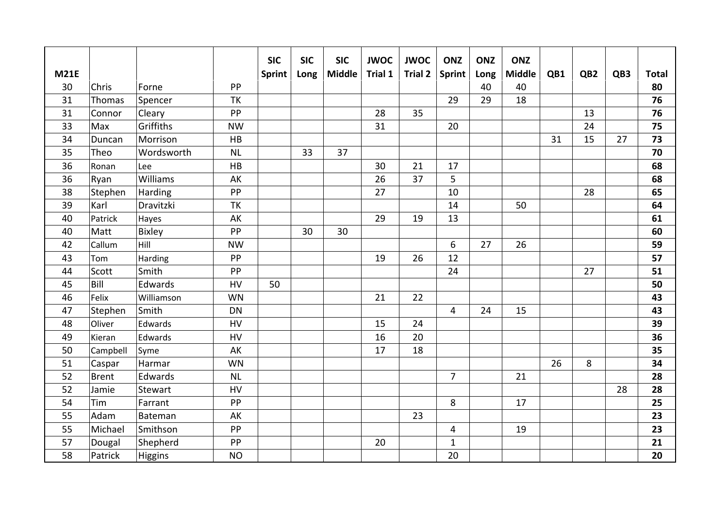| M21E | | | | SIC Sprint | SIC Long | SIC Middle | JWOC Trial 1 | JWOC Trial 2 | ONZ Sprint | ONZ Long | ONZ Middle | QB1 | QB2 | QB3 | Total |
|---|---|---|---|---|---|---|---|---|---|---|---|---|---|---|---|
| 30 | Chris | Forne | PP | | | | | | | 40 | 40 | | | | **80** |
| 31 | Thomas | Spencer | TK | | | | | | 29 | 29 | 18 | | | | **76** |
| 31 | Connor | Cleary | PP | | | | 28 | 35 | | | | | 13 | | **76** |
| 33 | Max | Griffiths | NW | | | | 31 | | 20 | | | | 24 | | **75** |
| 34 | Duncan | Morrison | HB | | | | | | | | | 31 | 15 | 27 | **73** |
| 35 | Theo | Wordsworth | NL | | 33 | 37 | | | | | | | | | **70** |
| 36 | Ronan | Lee | HB | | | | 30 | 21 | 17 | | | | | | **68** |
| 36 | Ryan | Williams | AK | | | | 26 | 37 | 5 | | | | | | **68** |
| 38 | Stephen | Harding | PP | | | | 27 | | 10 | | | | 28 | | **65** |
| 39 | Karl | Dravitzki | TK | | | | | | 14 | | 50 | | | | **64** |
| 40 | Patrick | Hayes | AK | | | | 29 | 19 | 13 | | | | | | **61** |
| 40 | Matt | Bixley | PP | | 30 | 30 | | | | | | | | | **60** |
| 42 | Callum | Hill | NW | | | | | | 6 | 27 | 26 | | | | **59** |
| 43 | Tom | Harding | PP | | | | 19 | 26 | 12 | | | | | | **57** |
| 44 | Scott | Smith | PP | | | | | | 24 | | | | 27 | | **51** |
| 45 | Bill | Edwards | HV | 50 | | | | | | | | | | | **50** |
| 46 | Felix | Williamson | WN | | | | 21 | 22 | | | | | | | **43** |
| 47 | Stephen | Smith | DN | | | | | | 4 | 24 | 15 | | | | **43** |
| 48 | Oliver | Edwards | HV | | | | 15 | 24 | | | | | | | **39** |
| 49 | Kieran | Edwards | HV | | | | 16 | 20 | | | | | | | **36** |
| 50 | Campbell | Syme | AK | | | | 17 | 18 | | | | | | | **35** |
| 51 | Caspar | Harmar | WN | | | | | | | | | 26 | 8 | | **34** |
| 52 | Brent | Edwards | NL | | | | | | 7 | | 21 | | | | **28** |
| 52 | Jamie | Stewart | HV | | | | | | | | | | | 28 | **28** |
| 54 | Tim | Farrant | PP | | | | | | 8 | | 17 | | | | **25** |
| 55 | Adam | Bateman | AK | | | | | 23 | | | | | | | **23** |
| 55 | Michael | Smithson | PP | | | | | | 4 | | 19 | | | | **23** |
| 57 | Dougal | Shepherd | PP | | | | 20 | | 1 | | | | | | **21** |
| 58 | Patrick | Higgins | NO | | | | | | 20 | | | | | | **20** |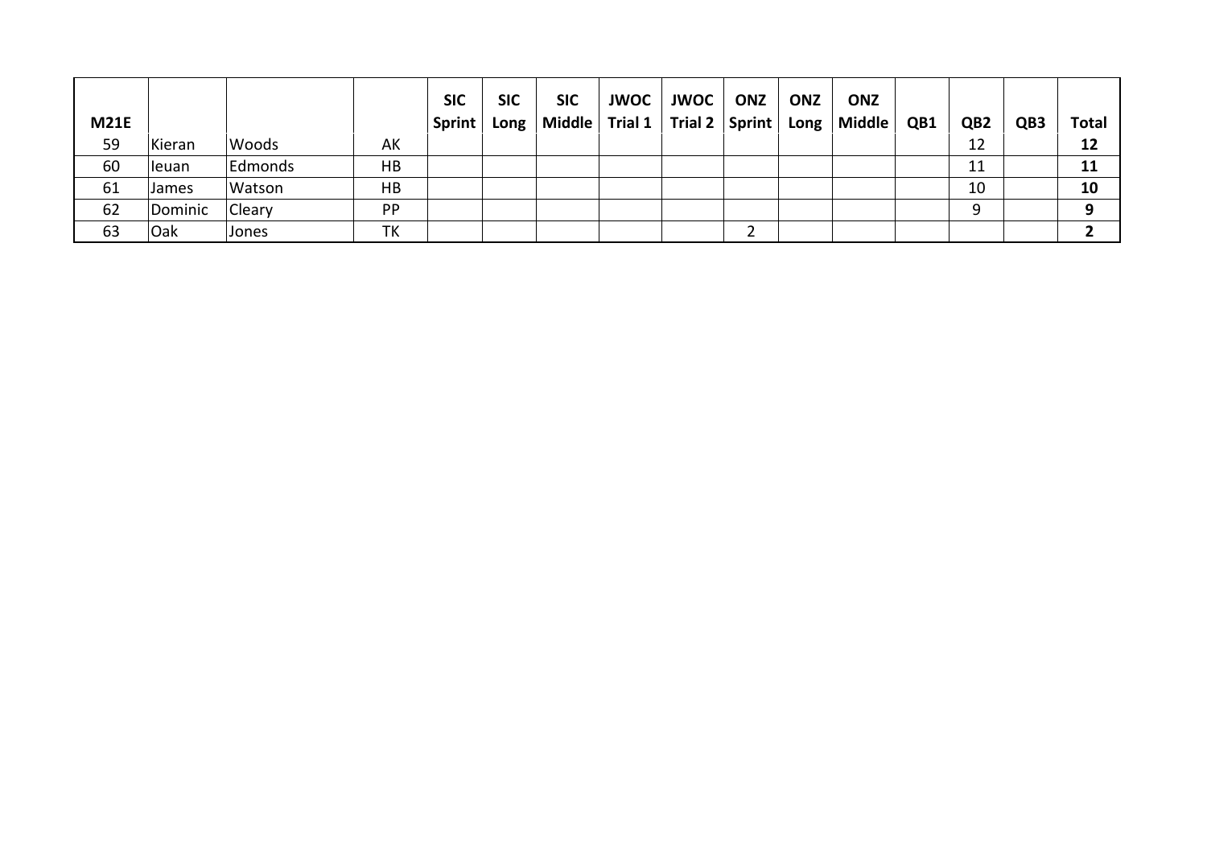| M21E | | | | SIC Sprint | SIC Long | SIC Middle | JWOC Trial 1 | JWOC Trial 2 | ONZ Sprint | ONZ Long | ONZ Middle | QB1 | QB2 | QB3 | Total |
|---|---|---|---|---|---|---|---|---|---|---|---|---|---|---|---|
| 59 | Kieran | Woods | AK | | | | | | | | | | 12 | | **12** |
| 60 | Ieuan | Edmonds | HB | | | | | | | | | | 11 | | **11** |
| 61 | James | Watson | HB | | | | | | | | | | 10 | | **10** |
| 62 | Dominic | Cleary | PP | | | | | | | | | | 9 | | **9** |
| 63 | Oak | Jones | TK | | | | | | 2 | | | | | | **2** |